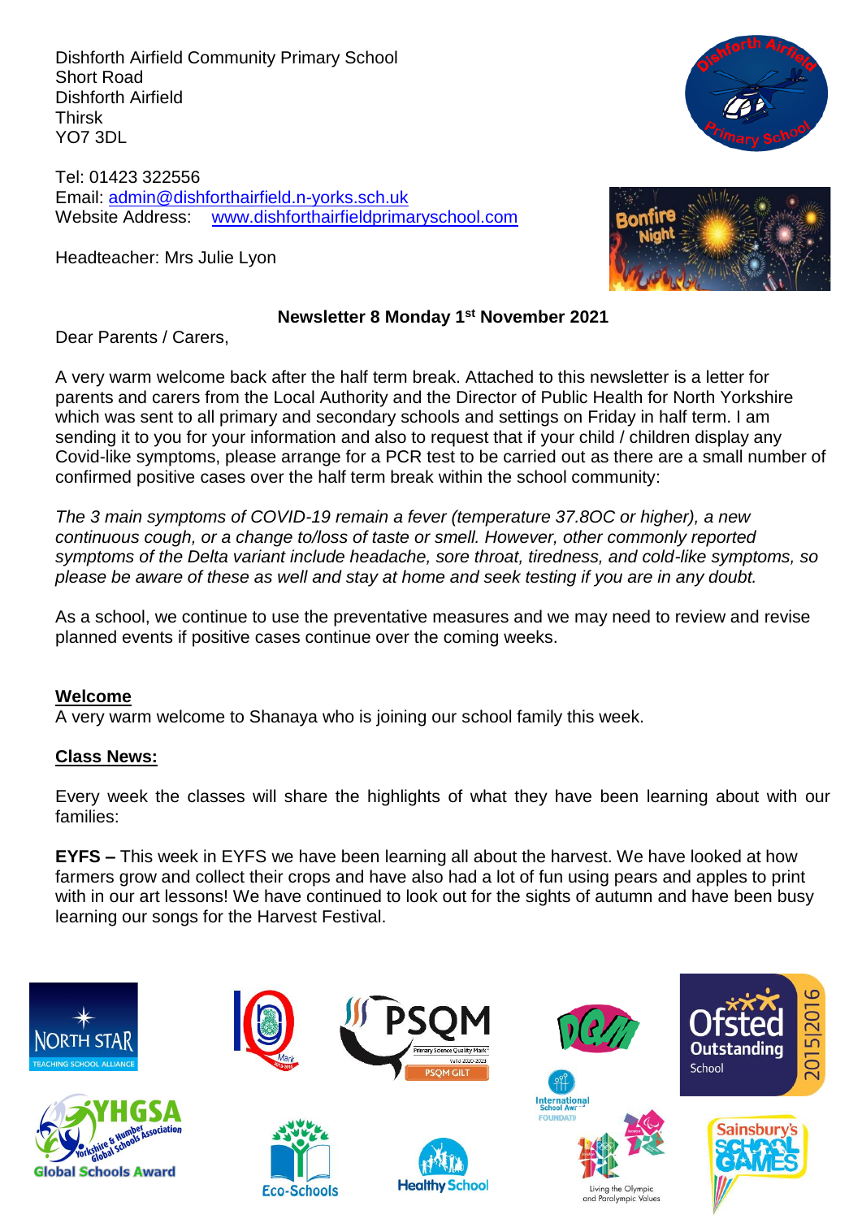Dishforth Airfield Community Primary School
Short Road
Dishforth Airfield
Thirsk
YO7 3DL

Tel: 01423 322556
Email: admin@dishforthairfield.n-yorks.sch.uk
Website Address: www.dishforthairfieldprimaryschool.com

Headteacher: Mrs Julie Lyon

**Newsletter 8 Monday 1st November 2021**

Dear Parents / Carers,

A very warm welcome back after the half term break. Attached to this newsletter is a letter for parents and carers from the Local Authority and the Director of Public Health for North Yorkshire which was sent to all primary and secondary schools and settings on Friday in half term. I am sending it to you for your information and also to request that if your child / children display any Covid-like symptoms, please arrange for a PCR test to be carried out as there are a small number of confirmed positive cases over the half term break within the school community:

*The 3 main symptoms of COVID-19 remain a fever (temperature 37.8OC or higher), a new continuous cough, or a change to/loss of taste or smell. However, other commonly reported symptoms of the Delta variant include headache, sore throat, tiredness, and cold-like symptoms, so please be aware of these as well and stay at home and seek testing if you are in any doubt.*

As a school, we continue to use the preventative measures and we may need to review and revise planned events if positive cases continue over the coming weeks.

**Welcome**

A very warm welcome to Shanaya who is joining our school family this week.

**Class News:**

Every week the classes will share the highlights of what they have been learning about with our families:

**EYFS –** This week in EYFS we have been learning all about the harvest. We have looked at how farmers grow and collect their crops and have also had a lot of fun using pears and apples to print with in our art lessons! We have continued to look out for the sights of autumn and have been busy learning our songs for the Harvest Festival.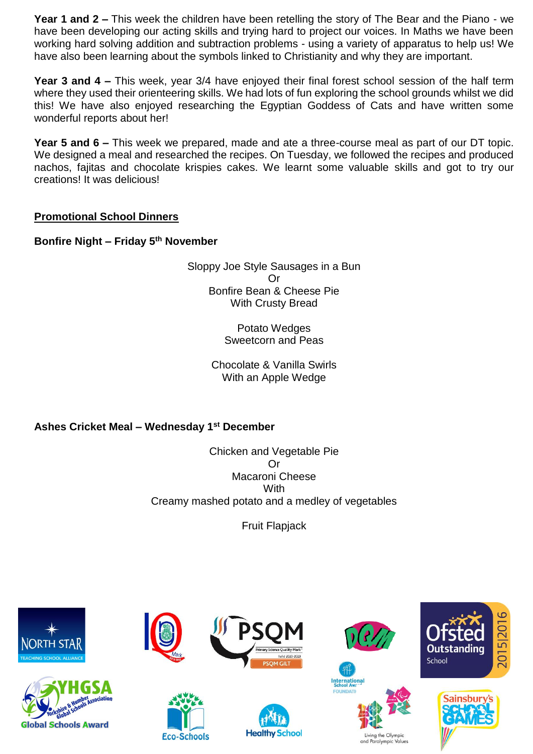**Year 1 and 2 –** This week the children have been retelling the story of The Bear and the Piano - we have been developing our acting skills and trying hard to project our voices. In Maths we have been working hard solving addition and subtraction problems - using a variety of apparatus to help us! We have also been learning about the symbols linked to Christianity and why they are important.

**Year 3 and 4 –** This week, year 3/4 have enjoyed their final forest school session of the half term where they used their orienteering skills. We had lots of fun exploring the school grounds whilst we did this! We have also enjoyed researching the Egyptian Goddess of Cats and have written some wonderful reports about her!

**Year 5 and 6 –** This week we prepared, made and ate a three-course meal as part of our DT topic. We designed a meal and researched the recipes. On Tuesday, we followed the recipes and produced nachos, fajitas and chocolate krispies cakes. We learnt some valuable skills and got to try our creations! It was delicious!

## Promotional School Dinners

**Bonfire Night – Friday 5th November**

Sloppy Joe Style Sausages in a Bun
Or
Bonfire Bean & Cheese Pie
With Crusty Bread

Potato Wedges
Sweetcorn and Peas

Chocolate & Vanilla Swirls
With an Apple Wedge

**Ashes Cricket Meal – Wednesday 1st December**

Chicken and Vegetable Pie
Or
Macaroni Cheese
With
Creamy mashed potato and a medley of vegetables

Fruit Flapjack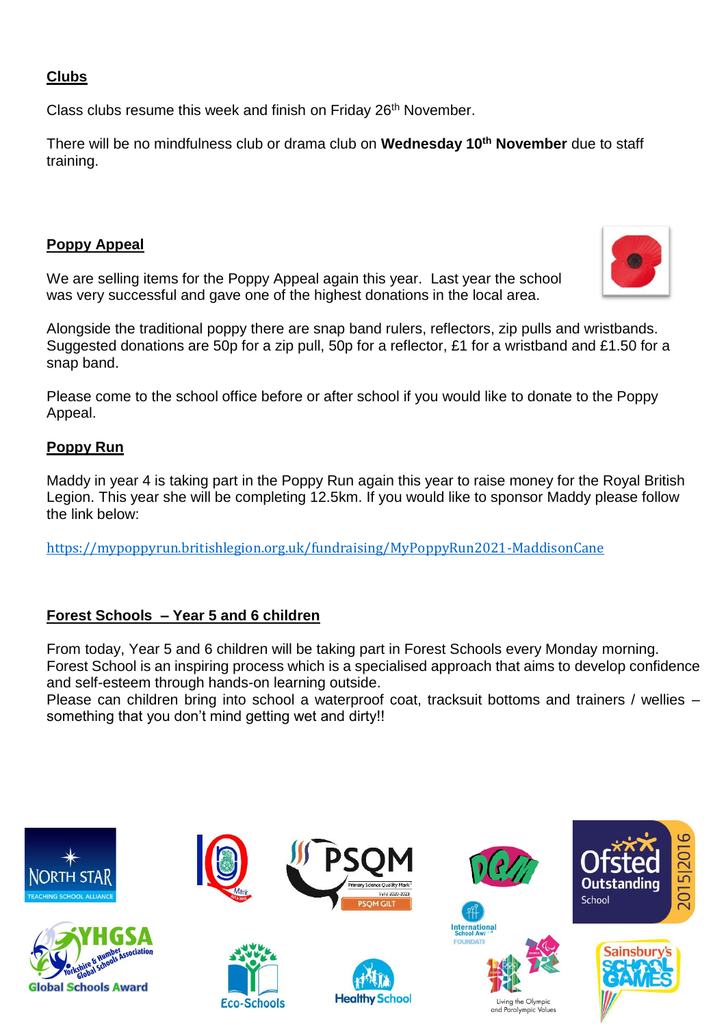## Clubs

Class clubs resume this week and finish on Friday 26th November.

There will be no mindfulness club or drama club on **Wednesday 10th November** due to staff training.

## Poppy Appeal

We are selling items for the Poppy Appeal again this year. Last year the school was very successful and gave one of the highest donations in the local area.

Alongside the traditional poppy there are snap band rulers, reflectors, zip pulls and wristbands. Suggested donations are 50p for a zip pull, 50p for a reflector, £1 for a wristband and £1.50 for a snap band.

Please come to the school office before or after school if you would like to donate to the Poppy Appeal.

## Poppy Run

Maddy in year 4 is taking part in the Poppy Run again this year to raise money for the Royal British Legion. This year she will be completing 12.5km. If you would like to sponsor Maddy please follow the link below:

https://mypoppyrun.britishlegion.org.uk/fundraising/MyPoppyRun2021-MaddisonCane

## Forest Schools – Year 5 and 6 children

From today, Year 5 and 6 children will be taking part in Forest Schools every Monday morning. Forest School is an inspiring process which is a specialised approach that aims to develop confidence and self-esteem through hands-on learning outside.

Please can children bring into school a waterproof coat, tracksuit bottoms and trainers / wellies – something that you don't mind getting wet and dirty!!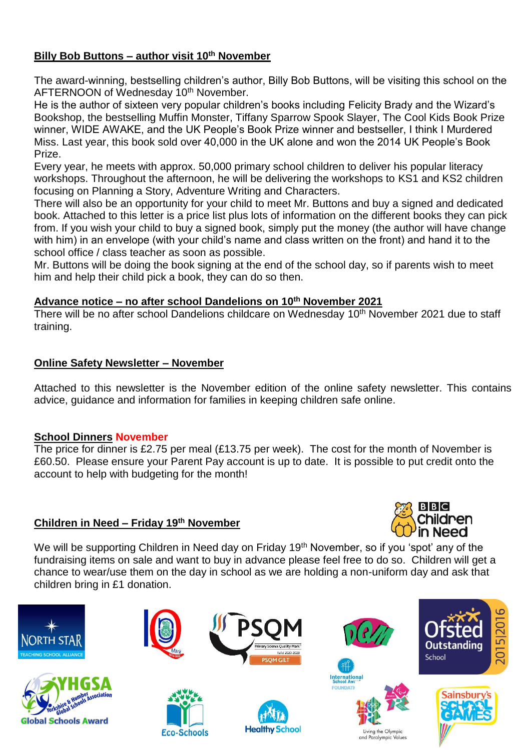## Billy Bob Buttons – author visit 10th November

The award-winning, bestselling children's author, Billy Bob Buttons, will be visiting this school on the AFTERNOON of Wednesday 10th November.

He is the author of sixteen very popular children's books including Felicity Brady and the Wizard's Bookshop, the bestselling Muffin Monster, Tiffany Sparrow Spook Slayer, The Cool Kids Book Prize winner, WIDE AWAKE, and the UK People's Book Prize winner and bestseller, I think I Murdered Miss. Last year, this book sold over 40,000 in the UK alone and won the 2014 UK People's Book Prize.

Every year, he meets with approx. 50,000 primary school children to deliver his popular literacy workshops. Throughout the afternoon, he will be delivering the workshops to KS1 and KS2 children focusing on Planning a Story, Adventure Writing and Characters.

There will also be an opportunity for your child to meet Mr. Buttons and buy a signed and dedicated book. Attached to this letter is a price list plus lots of information on the different books they can pick from. If you wish your child to buy a signed book, simply put the money (the author will have change with him) in an envelope (with your child's name and class written on the front) and hand it to the school office / class teacher as soon as possible.

Mr. Buttons will be doing the book signing at the end of the school day, so if parents wish to meet him and help their child pick a book, they can do so then.

## Advance notice – no after school Dandelions on 10th November 2021

There will be no after school Dandelions childcare on Wednesday 10th November 2021 due to staff training.

## Online Safety Newsletter – November

Attached to this newsletter is the November edition of the online safety newsletter. This contains advice, guidance and information for families in keeping children safe online.

## School Dinners November

The price for dinner is £2.75 per meal (£13.75 per week). The cost for the month of November is £60.50. Please ensure your Parent Pay account is up to date. It is possible to put credit onto the account to help with budgeting for the month!

## Children in Need – Friday 19th November

We will be supporting Children in Need day on Friday 19th November, so if you 'spot' any of the fundraising items on sale and want to buy in advance please feel free to do so. Children will get a chance to wear/use them on the day in school as we are holding a non-uniform day and ask that children bring in £1 donation.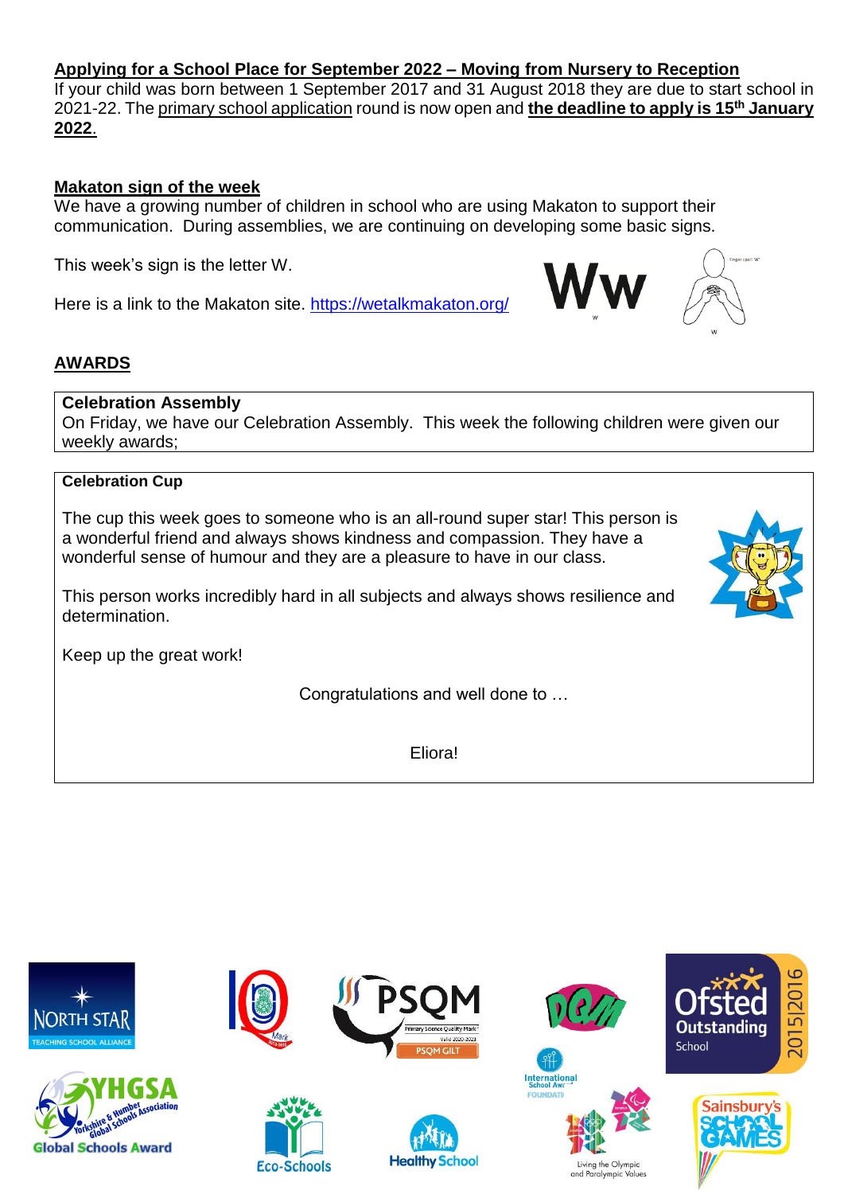**Applying for a School Place for September 2022 – Moving from Nursery to Reception**

If your child was born between 1 September 2017 and 31 August 2018 they are due to start school in 2021-22. The primary school application round is now open and **the deadline to apply is 15th January 2022**.

**Makaton sign of the week**

We have a growing number of children in school who are using Makaton to support their communication. During assemblies, we are continuing on developing some basic signs.

This week's sign is the letter W.

Here is a link to the Makaton site. https://wetalkmakaton.org/

## AWARDS

**Celebration Assembly**

On Friday, we have our Celebration Assembly. This week the following children were given our weekly awards;

**Celebration Cup**

The cup this week goes to someone who is an all-round super star! This person is a wonderful friend and always shows kindness and compassion. They have a wonderful sense of humour and they are a pleasure to have in our class.

This person works incredibly hard in all subjects and always shows resilience and determination.

Keep up the great work!

Congratulations and well done to …

Eliora!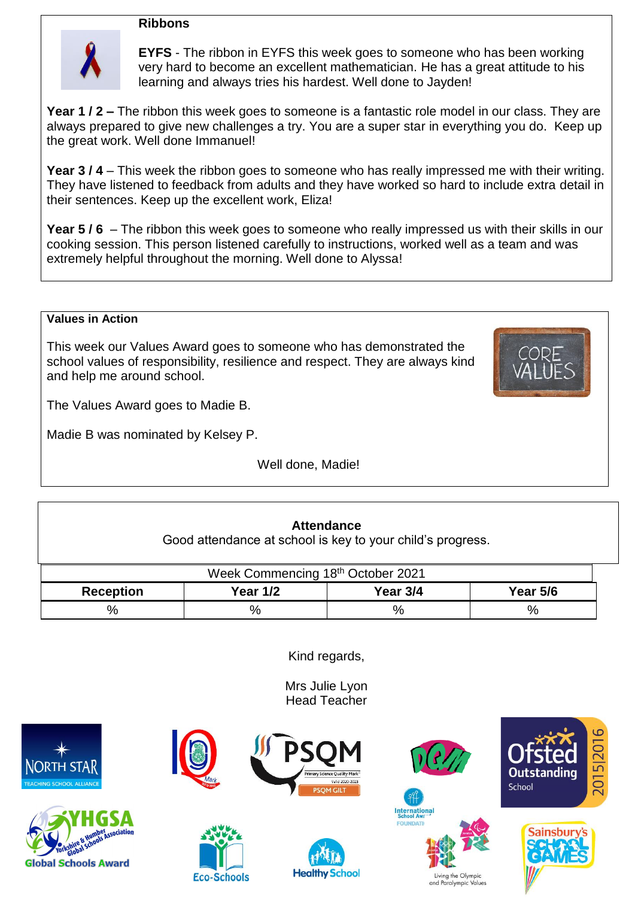## Ribbons

**EYFS** - The ribbon in EYFS this week goes to someone who has been working very hard to become an excellent mathematician. He has a great attitude to his learning and always tries his hardest. Well done to Jayden!

**Year 1 / 2 –** The ribbon this week goes to someone is a fantastic role model in our class. They are always prepared to give new challenges a try. You are a super star in everything you do. Keep up the great work. Well done Immanuel!

**Year 3 / 4** – This week the ribbon goes to someone who has really impressed me with their writing. They have listened to feedback from adults and they have worked so hard to include extra detail in their sentences. Keep up the excellent work, Eliza!

**Year 5 / 6** – The ribbon this week goes to someone who really impressed us with their skills in our cooking session. This person listened carefully to instructions, worked well as a team and was extremely helpful throughout the morning. Well done to Alyssa!

## Values in Action

This week our Values Award goes to someone who has demonstrated the school values of responsibility, resilience and respect. They are always kind and help me around school.

The Values Award goes to Madie B.

Madie B was nominated by Kelsey P.

Well done, Madie!

## Attendance

Good attendance at school is key to your child's progress.

| Week Commencing 18th October 2021 | | | |
|---|---|---|---|
| **Reception** | **Year 1/2** | **Year 3/4** | **Year 5/6** |
| % | % | % | % |

Kind regards,

Mrs Julie Lyon
Head Teacher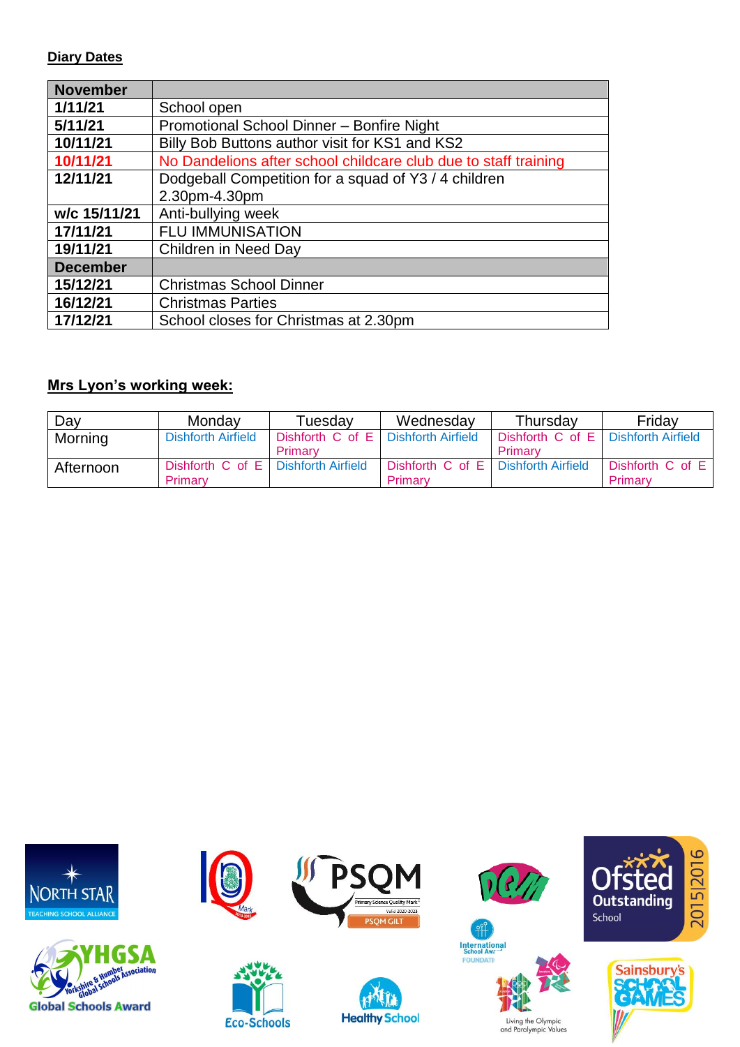**Diary Dates**

| November | |
|---|---|
| 1/11/21 | School open |
| 5/11/21 | Promotional School Dinner – Bonfire Night |
| 10/11/21 | Billy Bob Buttons author visit for KS1 and KS2 |
| 10/11/21 | No Dandelions after school childcare club due to staff training |
| 12/11/21 | Dodgeball Competition for a squad of Y3 / 4 children 2.30pm-4.30pm |
| w/c 15/11/21 | Anti-bullying week |
| 17/11/21 | FLU IMMUNISATION |
| 19/11/21 | Children in Need Day |
| **December** | |
| 15/12/21 | Christmas School Dinner |
| 16/12/21 | Christmas Parties |
| 17/12/21 | School closes for Christmas at 2.30pm |

**Mrs Lyon's working week:**

| Day | Monday | Tuesday | Wednesday | Thursday | Friday |
|---|---|---|---|---|---|
| Morning | Dishforth Airfield | Dishforth C of E Primary | Dishforth Airfield | Dishforth C of E Primary | Dishforth Airfield |
| Afternoon | Dishforth C of E Primary | Dishforth Airfield | Dishforth C of E Primary | Dishforth Airfield | Dishforth C of E Primary |